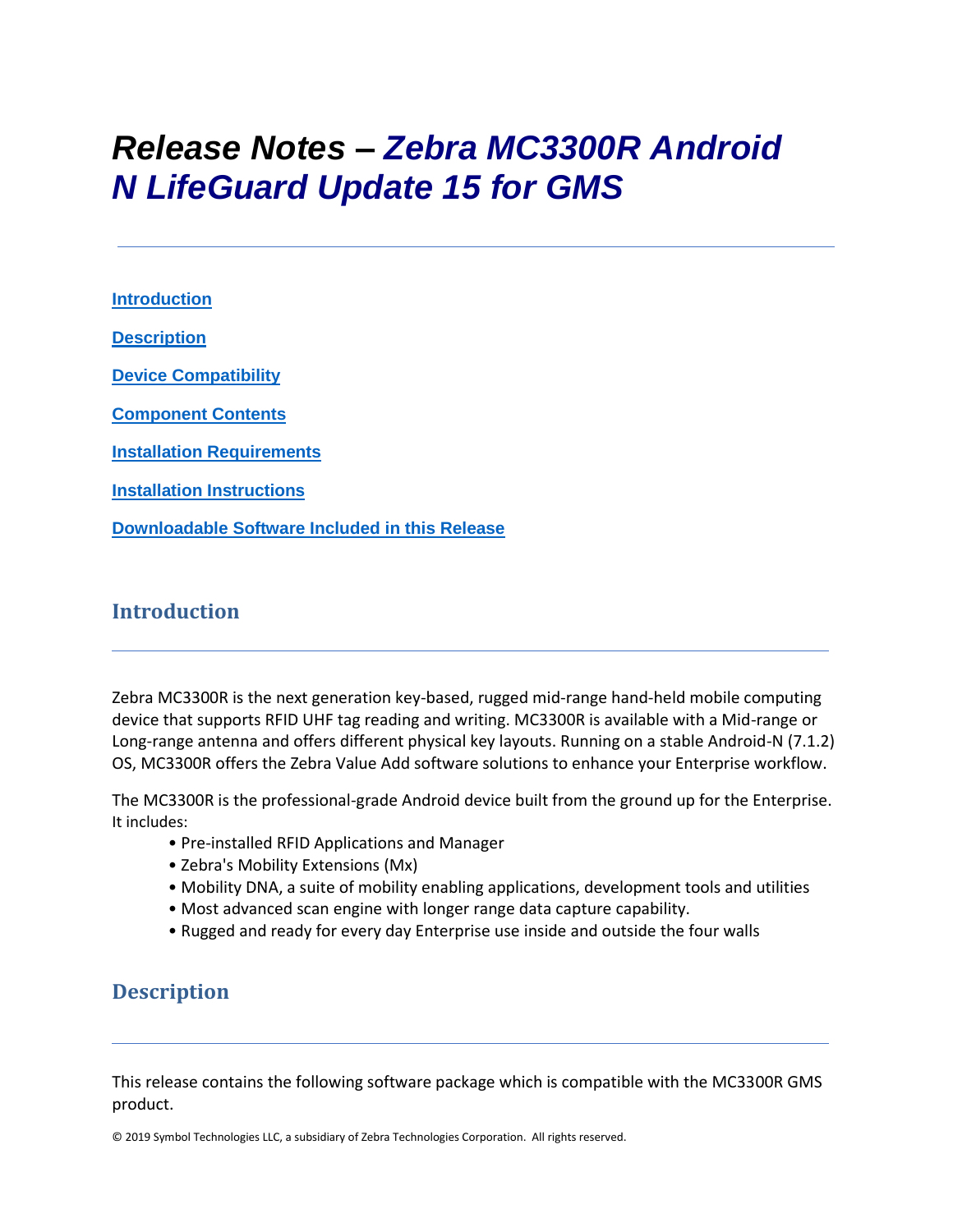# *Release Notes – Zebra MC3300R Android N LifeGuard Update 15 for GMS*

**[Introduction](#introduction)**

**[Description](#description)**

**[Device Compatibility](#device-compatibility)**

**[Component Contents](#component-contents)**

**[Installation Requirements](#installation-requirements)**

**[Installation Instructions](#installation-instructions)**

**[Downloadable Software Included in this Release](#downloadable-software-included-in-this-release)**

## Introduction

Zebra MC3300R is the next generation key-based, rugged mid-range hand-held mobile computing device that supports RFID UHF tag reading and writing. MC3300R is available with a Mid-range or Long-range antenna and offers different physical key layouts. Running on a stable Android-N (7.1.2) OS, MC3300R offers the Zebra Value Add software solutions to enhance your Enterprise workflow.

The MC3300R is the professional-grade Android device built from the ground up for the Enterprise. It includes:

- Pre-installed RFID Applications and Manager
- Zebra's Mobility Extensions (Mx)
- Mobility DNA, a suite of mobility enabling applications, development tools and utilities
- Most advanced scan engine with longer range data capture capability.
- Rugged and ready for every day Enterprise use inside and outside the four walls

## Description

This release contains the following software package which is compatible with the MC3300R GMS product.

© 2019 Symbol Technologies LLC, a subsidiary of Zebra Technologies Corporation. All rights reserved.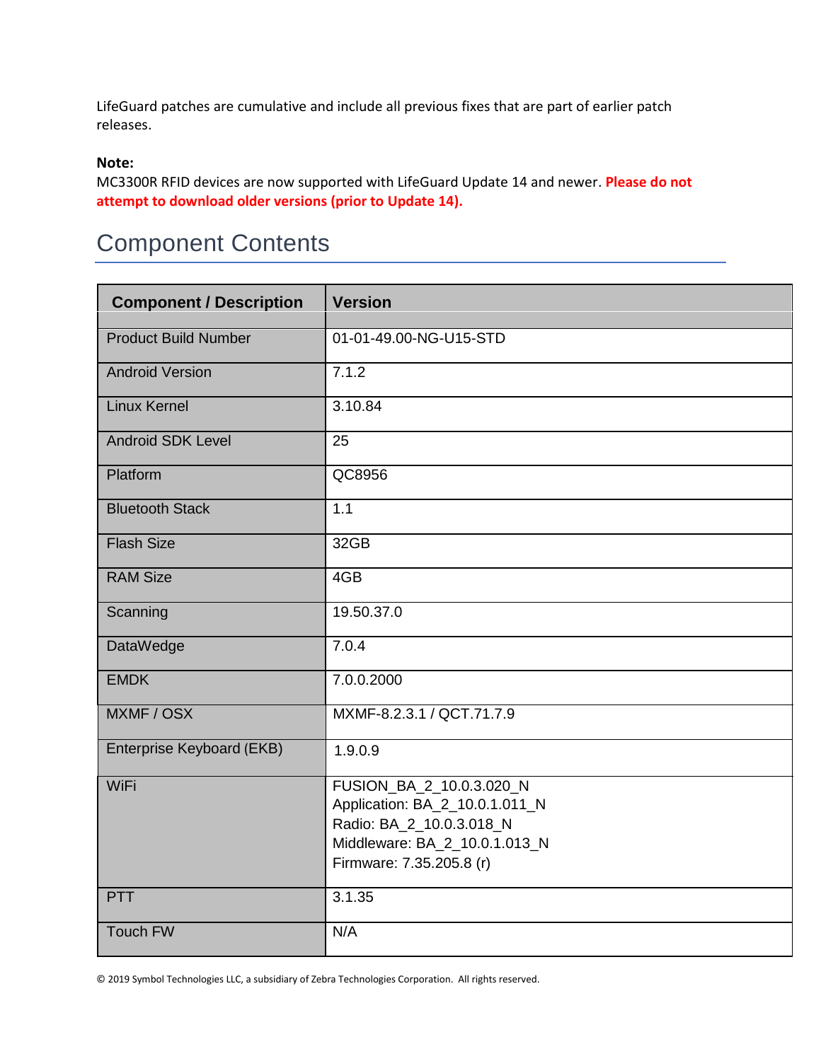LifeGuard patches are cumulative and include all previous fixes that are part of earlier patch releases.

**Note:**
MC3300R RFID devices are now supported with LifeGuard Update 14 and newer. **Please do not attempt to download older versions (prior to Update 14).**

# Component Contents

| Component / Description | Version |
|---|---|
| Product Build Number | 01-01-49.00-NG-U15-STD |
| Android Version | 7.1.2 |
| Linux Kernel | 3.10.84 |
| Android SDK Level | 25 |
| Platform | QC8956 |
| Bluetooth Stack | 1.1 |
| Flash Size | 32GB |
| RAM Size | 4GB |
| Scanning | 19.50.37.0 |
| DataWedge | 7.0.4 |
| EMDK | 7.0.0.2000 |
| MXMF / OSX | MXMF-8.2.3.1 / QCT.71.7.9 |
| Enterprise Keyboard (EKB) | 1.9.0.9 |
| WiFi | FUSION_BA_2_10.0.3.020_N<br>Application: BA_2_10.0.1.011_N<br>Radio: BA_2_10.0.3.018_N<br>Middleware: BA_2_10.0.1.013_N<br>Firmware: 7.35.205.8 (r) |
| PTT | 3.1.35 |
| Touch FW | N/A |

© 2019 Symbol Technologies LLC, a subsidiary of Zebra Technologies Corporation. All rights reserved.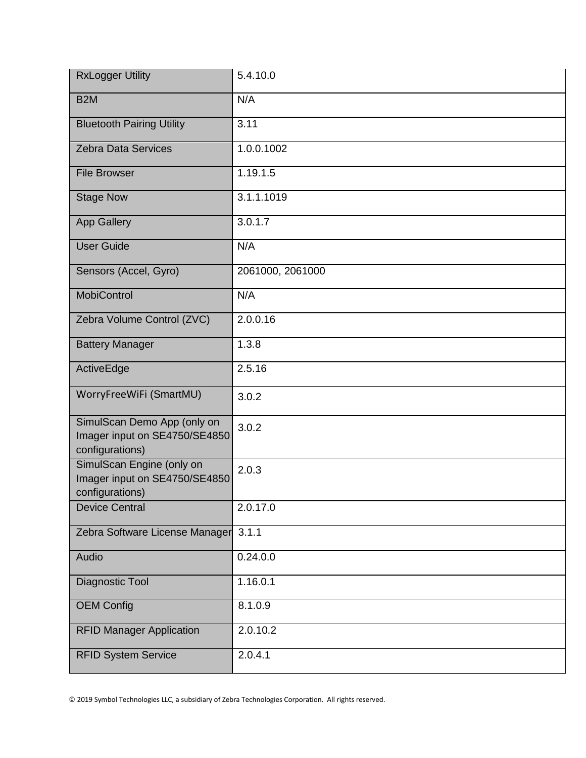| | |
|---|---|
| RxLogger Utility | 5.4.10.0 |
| B2M | N/A |
| Bluetooth Pairing Utility | 3.11 |
| Zebra Data Services | 1.0.0.1002 |
| File Browser | 1.19.1.5 |
| Stage Now | 3.1.1.1019 |
| App Gallery | 3.0.1.7 |
| User Guide | N/A |
| Sensors (Accel, Gyro) | 2061000, 2061000 |
| MobiControl | N/A |
| Zebra Volume Control (ZVC) | 2.0.0.16 |
| Battery Manager | 1.3.8 |
| ActiveEdge | 2.5.16 |
| WorryFreeWiFi (SmartMU) | 3.0.2 |
| SimulScan Demo App (only on Imager input on SE4750/SE4850 configurations) | 3.0.2 |
| SimulScan Engine (only on Imager input on SE4750/SE4850 configurations) | 2.0.3 |
| Device Central | 2.0.17.0 |
| Zebra Software License Manager | 3.1.1 |
| Audio | 0.24.0.0 |
| Diagnostic Tool | 1.16.0.1 |
| OEM Config | 8.1.0.9 |
| RFID Manager Application | 2.0.10.2 |
| RFID System Service | 2.0.4.1 |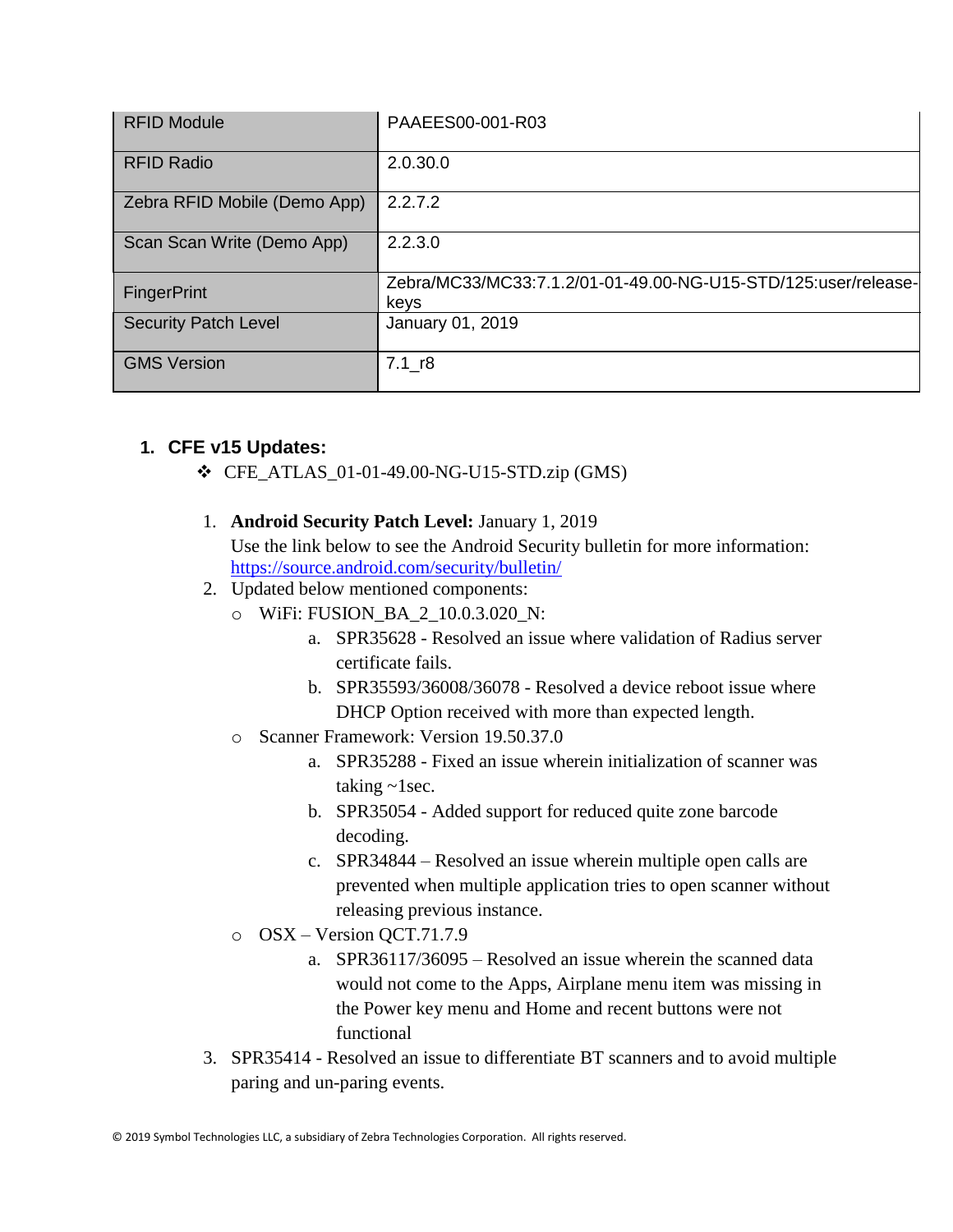| | |
|---|---|
| RFID Module | PAAEES00-001-R03 |
| RFID Radio | 2.0.30.0 |
| Zebra RFID Mobile (Demo App) | 2.2.7.2 |
| Scan Scan Write (Demo App) | 2.2.3.0 |
| FingerPrint | Zebra/MC33/MC33:7.1.2/01-01-49.00-NG-U15-STD/125:user/release-keys |
| Security Patch Level | January 01, 2019 |
| GMS Version | 7.1_r8 |

1. **CFE v15 Updates:**
   - CFE_ATLAS_01-01-49.00-NG-U15-STD.zip (GMS)

   1. **Android Security Patch Level:** January 1, 2019
      Use the link below to see the Android Security bulletin for more information: https://source.android.com/security/bulletin/
   2. Updated below mentioned components:
      - WiFi: FUSION_BA_2_10.0.3.020_N:
         a. SPR35628 - Resolved an issue where validation of Radius server certificate fails.
         b. SPR35593/36008/36078 - Resolved a device reboot issue where DHCP Option received with more than expected length.
      - Scanner Framework: Version 19.50.37.0
         a. SPR35288 - Fixed an issue wherein initialization of scanner was taking ~1sec.
         b. SPR35054 - Added support for reduced quite zone barcode decoding.
         c. SPR34844 – Resolved an issue wherein multiple open calls are prevented when multiple application tries to open scanner without releasing previous instance.
      - OSX – Version QCT.71.7.9
         a. SPR36117/36095 – Resolved an issue wherein the scanned data would not come to the Apps, Airplane menu item was missing in the Power key menu and Home and recent buttons were not functional
   3. SPR35414 - Resolved an issue to differentiate BT scanners and to avoid multiple paring and un-paring events.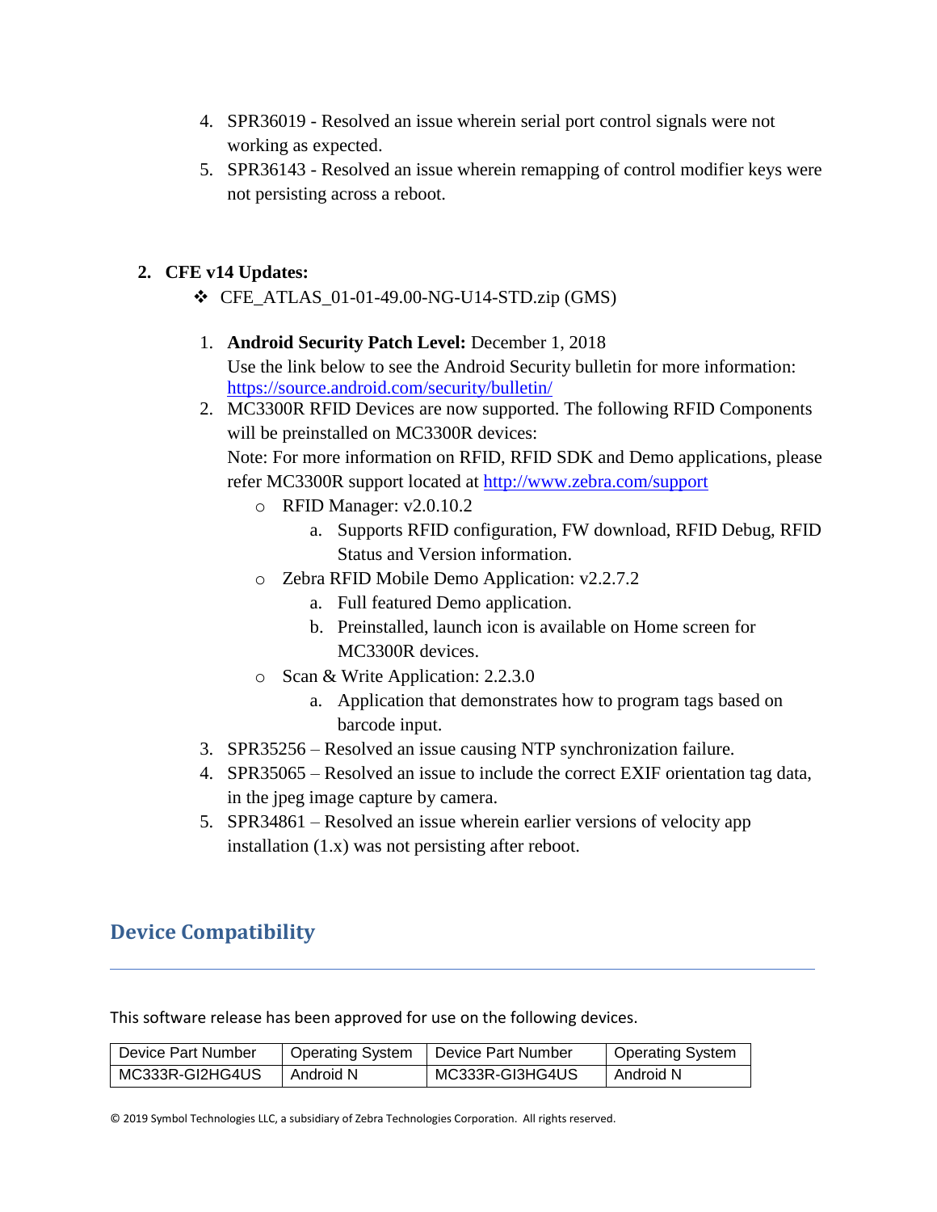4. SPR36019 - Resolved an issue wherein serial port control signals were not working as expected.
5. SPR36143 - Resolved an issue wherein remapping of control modifier keys were not persisting across a reboot.

2. **CFE v14 Updates:**

❖ CFE_ATLAS_01-01-49.00-NG-U14-STD.zip (GMS)

1. **Android Security Patch Level:** December 1, 2018
   Use the link below to see the Android Security bulletin for more information: [https://source.android.com/security/bulletin/](https://source.android.com/security/bulletin/)
2. MC3300R RFID Devices are now supported. The following RFID Components will be preinstalled on MC3300R devices:
   Note: For more information on RFID, RFID SDK and Demo applications, please refer MC3300R support located at [http://www.zebra.com/support](http://www.zebra.com/support)
   - RFID Manager: v2.0.10.2
     a. Supports RFID configuration, FW download, RFID Debug, RFID Status and Version information.
   - Zebra RFID Mobile Demo Application: v2.2.7.2
     a. Full featured Demo application.
     b. Preinstalled, launch icon is available on Home screen for MC3300R devices.
   - Scan & Write Application: 2.2.3.0
     a. Application that demonstrates how to program tags based on barcode input.
3. SPR35256 – Resolved an issue causing NTP synchronization failure.
4. SPR35065 – Resolved an issue to include the correct EXIF orientation tag data, in the jpeg image capture by camera.
5. SPR34861 – Resolved an issue wherein earlier versions of velocity app installation (1.x) was not persisting after reboot.

## Device Compatibility

This software release has been approved for use on the following devices.

| Device Part Number | Operating System | Device Part Number | Operating System |
| --- | --- | --- | --- |
| MC333R-GI2HG4US | Android N | MC333R-GI3HG4US | Android N |

© 2019 Symbol Technologies LLC, a subsidiary of Zebra Technologies Corporation. All rights reserved.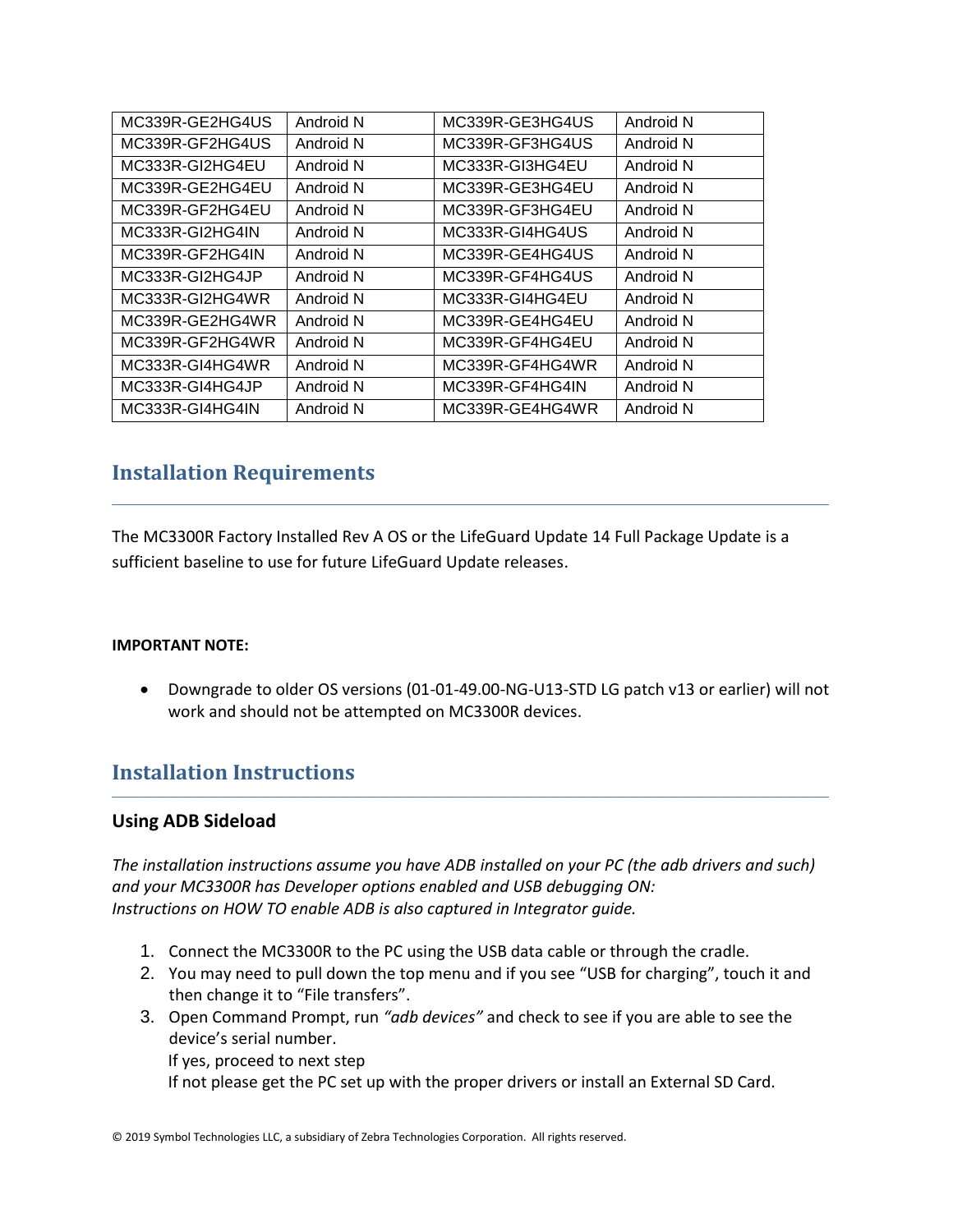| MC339R-GE2HG4US | Android N | MC339R-GE3HG4US | Android N |
|---|---|---|---|
| MC339R-GF2HG4US | Android N | MC339R-GF3HG4US | Android N |
| MC333R-GI2HG4EU | Android N | MC333R-GI3HG4EU | Android N |
| MC339R-GE2HG4EU | Android N | MC339R-GE3HG4EU | Android N |
| MC339R-GF2HG4EU | Android N | MC339R-GF3HG4EU | Android N |
| MC333R-GI2HG4IN | Android N | MC333R-GI4HG4US | Android N |
| MC339R-GF2HG4IN | Android N | MC339R-GE4HG4US | Android N |
| MC333R-GI2HG4JP | Android N | MC339R-GF4HG4US | Android N |
| MC333R-GI2HG4WR | Android N | MC333R-GI4HG4EU | Android N |
| MC339R-GE2HG4WR | Android N | MC339R-GE4HG4EU | Android N |
| MC339R-GF2HG4WR | Android N | MC339R-GF4HG4EU | Android N |
| MC333R-GI4HG4WR | Android N | MC339R-GF4HG4WR | Android N |
| MC333R-GI4HG4JP | Android N | MC339R-GF4HG4IN | Android N |
| MC333R-GI4HG4IN | Android N | MC339R-GE4HG4WR | Android N |

## Installation Requirements

The MC3300R Factory Installed Rev A OS or the LifeGuard Update 14 Full Package Update is a sufficient baseline to use for future LifeGuard Update releases.

**IMPORTANT NOTE:**

- Downgrade to older OS versions (01-01-49.00-NG-U13-STD LG patch v13 or earlier) will not work and should not be attempted on MC3300R devices.

## Installation Instructions

### Using ADB Sideload

*The installation instructions assume you have ADB installed on your PC (the adb drivers and such) and your MC3300R has Developer options enabled and USB debugging ON:*
*Instructions on HOW TO enable ADB is also captured in Integrator guide.*

1. Connect the MC3300R to the PC using the USB data cable or through the cradle.
2. You may need to pull down the top menu and if you see "USB for charging", touch it and then change it to "File transfers".
3. Open Command Prompt, run *"adb devices"* and check to see if you are able to see the device's serial number.
   If yes, proceed to next step
   If not please get the PC set up with the proper drivers or install an External SD Card.

© 2019 Symbol Technologies LLC, a subsidiary of Zebra Technologies Corporation. All rights reserved.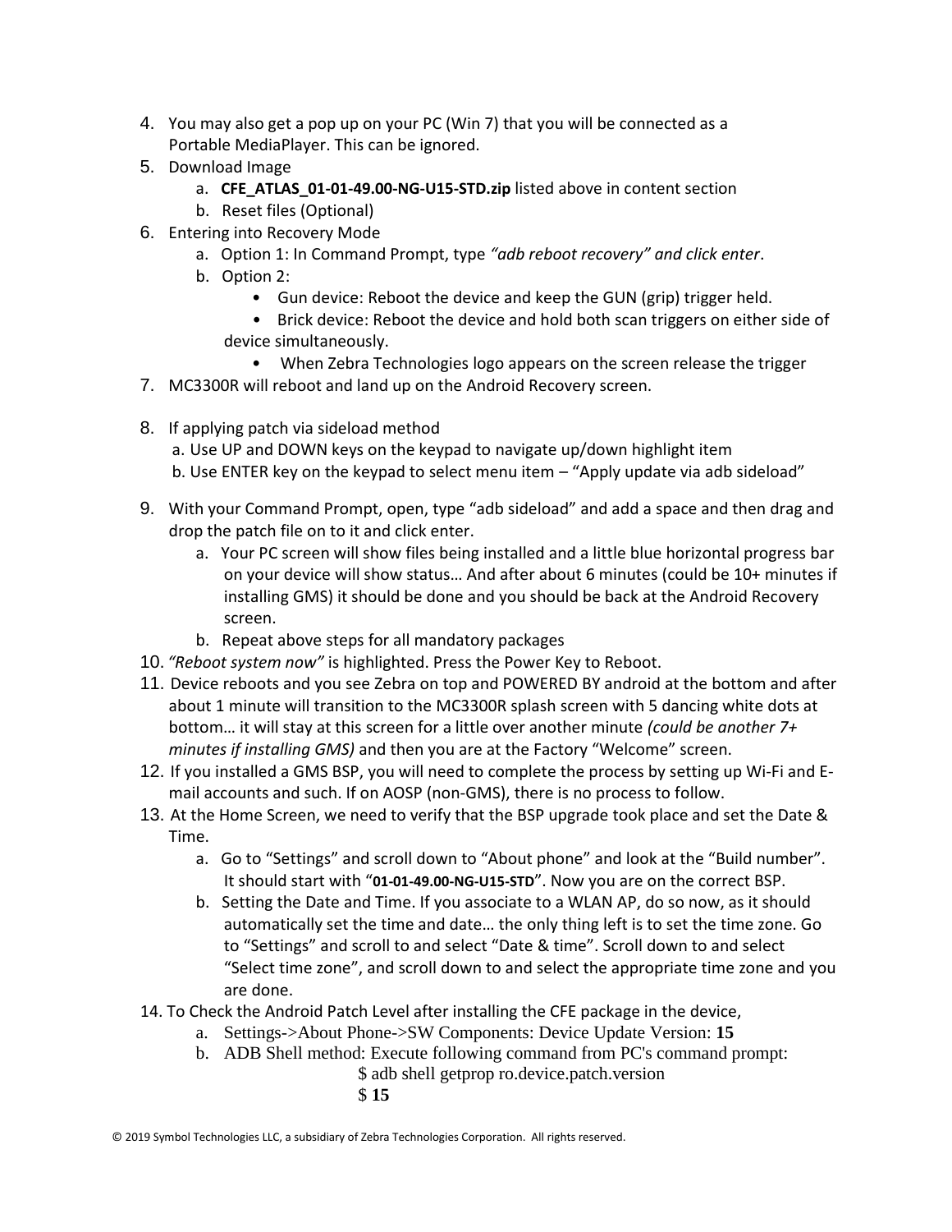4. You may also get a pop up on your PC (Win 7) that you will be connected as a Portable MediaPlayer. This can be ignored.
5. Download Image
   a. **CFE_ATLAS_01-01-49.00-NG-U15-STD.zip** listed above in content section
   b. Reset files (Optional)
6. Entering into Recovery Mode
   a. Option 1: In Command Prompt, type *"adb reboot recovery" and click enter*.
   b. Option 2:
      - Gun device: Reboot the device and keep the GUN (grip) trigger held.
      - Brick device: Reboot the device and hold both scan triggers on either side of device simultaneously.
      - When Zebra Technologies logo appears on the screen release the trigger
7. MC3300R will reboot and land up on the Android Recovery screen.
8. If applying patch via sideload method
   a. Use UP and DOWN keys on the keypad to navigate up/down highlight item
   b. Use ENTER key on the keypad to select menu item – "Apply update via adb sideload"
9. With your Command Prompt, open, type "adb sideload" and add a space and then drag and drop the patch file on to it and click enter.
   a. Your PC screen will show files being installed and a little blue horizontal progress bar on your device will show status… And after about 6 minutes (could be 10+ minutes if installing GMS) it should be done and you should be back at the Android Recovery screen.
   b. Repeat above steps for all mandatory packages
10. *"Reboot system now"* is highlighted. Press the Power Key to Reboot.
11. Device reboots and you see Zebra on top and POWERED BY android at the bottom and after about 1 minute will transition to the MC3300R splash screen with 5 dancing white dots at bottom… it will stay at this screen for a little over another minute *(could be another 7+ minutes if installing GMS)* and then you are at the Factory "Welcome" screen.
12. If you installed a GMS BSP, you will need to complete the process by setting up Wi-Fi and E-mail accounts and such. If on AOSP (non-GMS), there is no process to follow.
13. At the Home Screen, we need to verify that the BSP upgrade took place and set the Date & Time.
    a. Go to "Settings" and scroll down to "About phone" and look at the "Build number". It should start with "**01-01-49.00-NG-U15-STD**". Now you are on the correct BSP.
    b. Setting the Date and Time. If you associate to a WLAN AP, do so now, as it should automatically set the time and date… the only thing left is to set the time zone. Go to "Settings" and scroll to and select "Date & time". Scroll down to and select "Select time zone", and scroll down to and select the appropriate time zone and you are done.
14. To Check the Android Patch Level after installing the CFE package in the device,
    a. Settings->About Phone->SW Components: Device Update Version: **15**
    b. ADB Shell method: Execute following command from PC's command prompt:

       $ adb shell getprop ro.device.patch.version

       $ **15**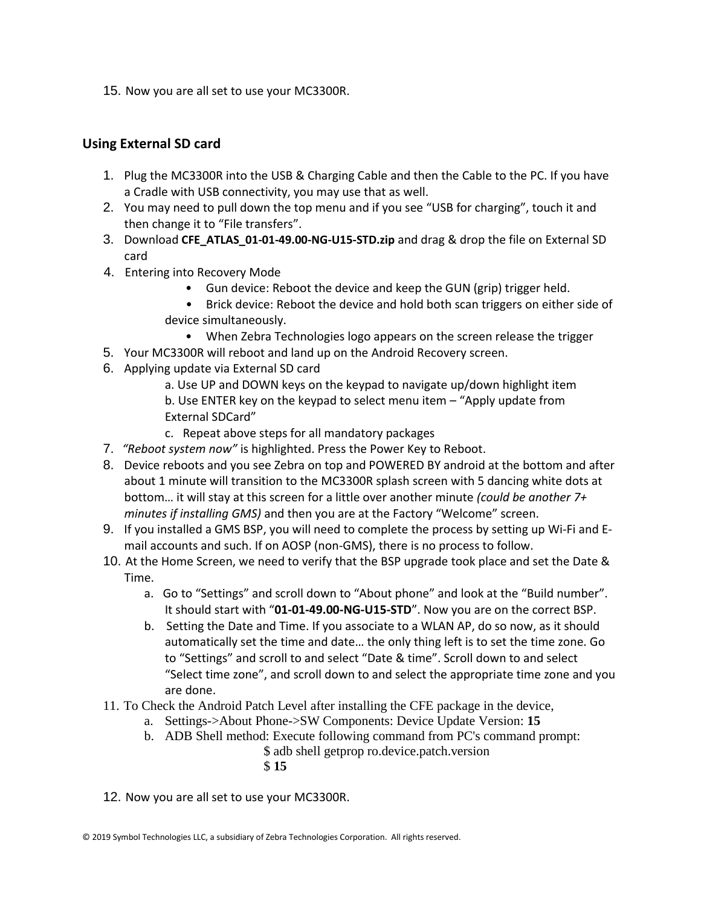15. Now you are all set to use your MC3300R.

## Using External SD card

1. Plug the MC3300R into the USB & Charging Cable and then the Cable to the PC. If you have a Cradle with USB connectivity, you may use that as well.
2. You may need to pull down the top menu and if you see “USB for charging”, touch it and then change it to “File transfers”.
3. Download **CFE_ATLAS_01-01-49.00-NG-U15-STD.zip** and drag & drop the file on External SD card
4. Entering into Recovery Mode
    - Gun device: Reboot the device and keep the GUN (grip) trigger held.
    - Brick device: Reboot the device and hold both scan triggers on either side of device simultaneously.
    - When Zebra Technologies logo appears on the screen release the trigger
5. Your MC3300R will reboot and land up on the Android Recovery screen.
6. Applying update via External SD card
    a. Use UP and DOWN keys on the keypad to navigate up/down highlight item
    b. Use ENTER key on the keypad to select menu item – “Apply update from External SDCard”
    c. Repeat above steps for all mandatory packages
7. *“Reboot system now”* is highlighted. Press the Power Key to Reboot.
8. Device reboots and you see Zebra on top and POWERED BY android at the bottom and after about 1 minute will transition to the MC3300R splash screen with 5 dancing white dots at bottom… it will stay at this screen for a little over another minute *(could be another 7+ minutes if installing GMS)* and then you are at the Factory “Welcome” screen.
9. If you installed a GMS BSP, you will need to complete the process by setting up Wi-Fi and E-mail accounts and such. If on AOSP (non-GMS), there is no process to follow.
10. At the Home Screen, we need to verify that the BSP upgrade took place and set the Date & Time.
    a. Go to “Settings” and scroll down to “About phone” and look at the “Build number”. It should start with “**01-01-49.00-NG-U15-STD**”. Now you are on the correct BSP.
    b. Setting the Date and Time. If you associate to a WLAN AP, do so now, as it should automatically set the time and date… the only thing left is to set the time zone. Go to “Settings” and scroll to and select “Date & time”. Scroll down to and select “Select time zone”, and scroll down to and select the appropriate time zone and you are done.
11. To Check the Android Patch Level after installing the CFE package in the device,
    a. Settings->About Phone->SW Components: Device Update Version: **15**
    b. ADB Shell method: Execute following command from PC's command prompt:
        $ adb shell getprop ro.device.patch.version
        $ **15**

12. Now you are all set to use your MC3300R.

© 2019 Symbol Technologies LLC, a subsidiary of Zebra Technologies Corporation. All rights reserved.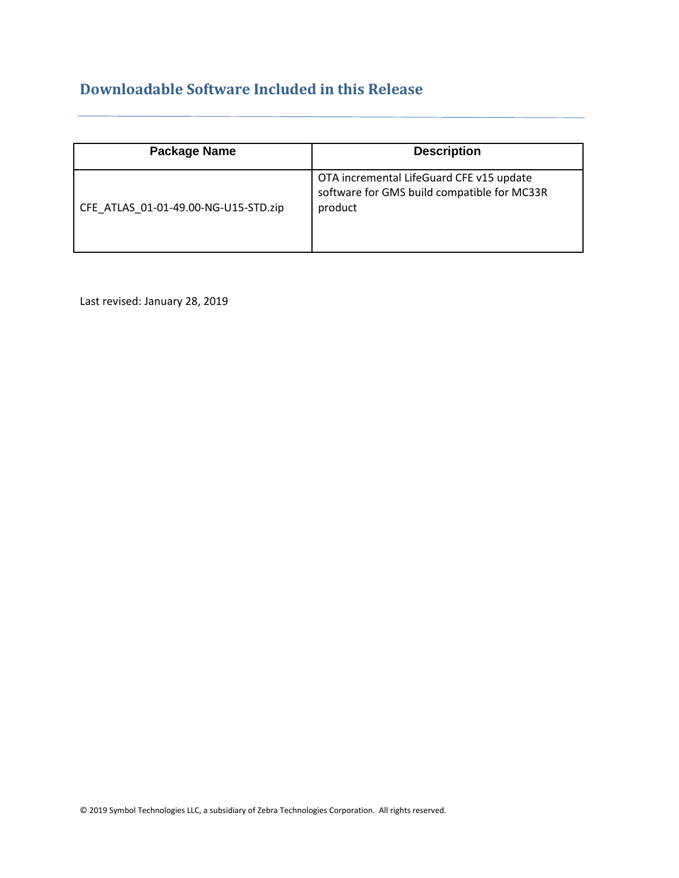## Downloadable Software Included in this Release

| Package Name | Description |
| --- | --- |
| CFE_ATLAS_01-01-49.00-NG-U15-STD.zip | OTA incremental LifeGuard CFE v15 update software for GMS build compatible for MC33R product |

Last revised: January 28, 2019

© 2019 Symbol Technologies LLC, a subsidiary of Zebra Technologies Corporation. All rights reserved.